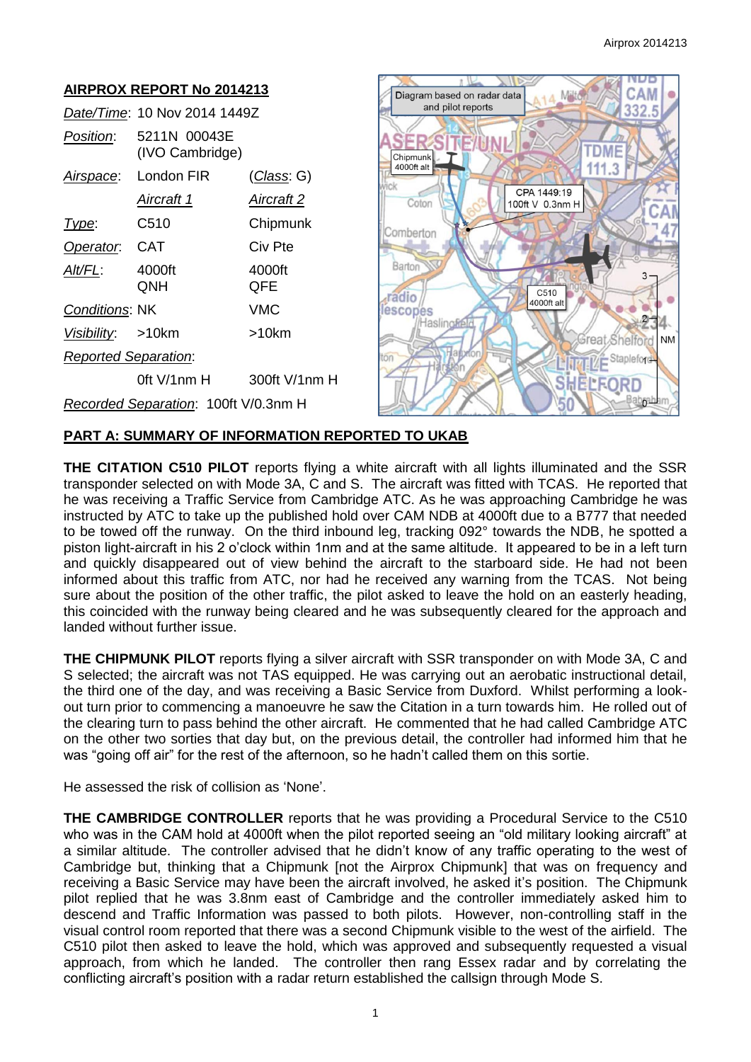## AIRPROX REPORT No 2014213

| | | |
|---|---|---|
| *Date/Time*: 10 Nov 2014 1449Z | | |
| *Position*: | 5211N 00043E (IVO Cambridge) | |
| *Airspace*: | London FIR | (*Class*: G) |
| | *Aircraft 1* | *Aircraft 2* |
| *Type*: | C510 | Chipmunk |
| *Operator*: | CAT | Civ Pte |
| *Alt/FL*: | 4000ft QNH | 4000ft QFE |
| *Conditions*: | NK | VMC |
| *Visibility*: | >10km | >10km |
| *Reported Separation*: | | |
| | 0ft V/1nm H | 300ft V/1nm H |
| *Recorded Separation*: | 100ft V/0.3nm H | |

Diagram based on radar data and pilot reports

CPA 1449:19 100ft V 0.3nm H

Chipmunk 4000ft alt

C510 4000ft alt

## PART A: SUMMARY OF INFORMATION REPORTED TO UKAB

**THE CITATION C510 PILOT** reports flying a white aircraft with all lights illuminated and the SSR transponder selected on with Mode 3A, C and S. The aircraft was fitted with TCAS. He reported that he was receiving a Traffic Service from Cambridge ATC. As he was approaching Cambridge he was instructed by ATC to take up the published hold over CAM NDB at 4000ft due to a B777 that needed to be towed off the runway. On the third inbound leg, tracking 092° towards the NDB, he spotted a piston light-aircraft in his 2 o'clock within 1nm and at the same altitude. It appeared to be in a left turn and quickly disappeared out of view behind the aircraft to the starboard side. He had not been informed about this traffic from ATC, nor had he received any warning from the TCAS. Not being sure about the position of the other traffic, the pilot asked to leave the hold on an easterly heading, this coincided with the runway being cleared and he was subsequently cleared for the approach and landed without further issue.

**THE CHIPMUNK PILOT** reports flying a silver aircraft with SSR transponder on with Mode 3A, C and S selected; the aircraft was not TAS equipped. He was carrying out an aerobatic instructional detail, the third one of the day, and was receiving a Basic Service from Duxford. Whilst performing a look-out turn prior to commencing a manoeuvre he saw the Citation in a turn towards him. He rolled out of the clearing turn to pass behind the other aircraft. He commented that he had called Cambridge ATC on the other two sorties that day but, on the previous detail, the controller had informed him that he was "going off air" for the rest of the afternoon, so he hadn't called them on this sortie.

He assessed the risk of collision as 'None'.

**THE CAMBRIDGE CONTROLLER** reports that he was providing a Procedural Service to the C510 who was in the CAM hold at 4000ft when the pilot reported seeing an "old military looking aircraft" at a similar altitude. The controller advised that he didn't know of any traffic operating to the west of Cambridge but, thinking that a Chipmunk [not the Airprox Chipmunk] that was on frequency and receiving a Basic Service may have been the aircraft involved, he asked it's position. The Chipmunk pilot replied that he was 3.8nm east of Cambridge and the controller immediately asked him to descend and Traffic Information was passed to both pilots. However, non-controlling staff in the visual control room reported that there was a second Chipmunk visible to the west of the airfield. The C510 pilot then asked to leave the hold, which was approved and subsequently requested a visual approach, from which he landed. The controller then rang Essex radar and by correlating the conflicting aircraft's position with a radar return established the callsign through Mode S.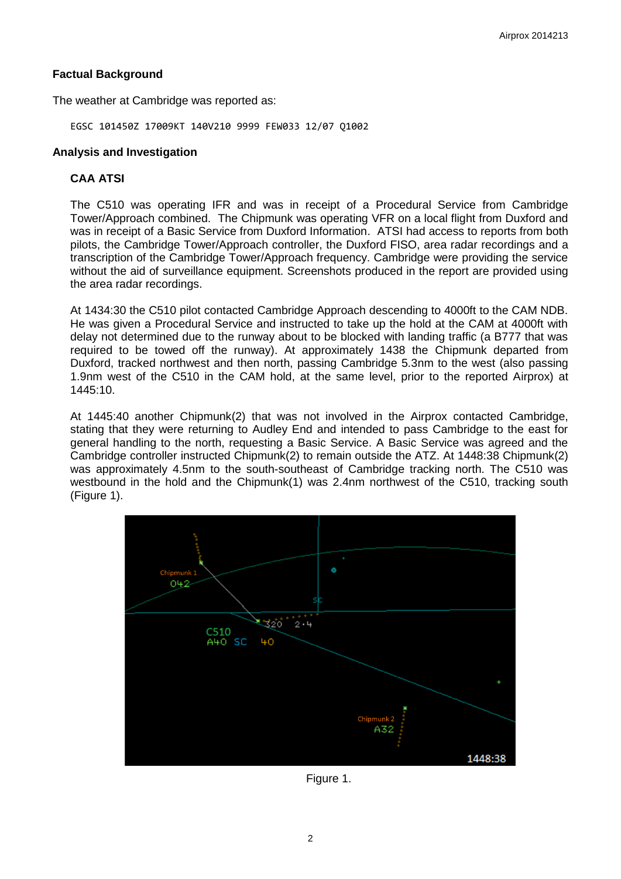**Factual Background**

The weather at Cambridge was reported as:

```
EGSC 101450Z 17009KT 140V210 9999 FEW033 12/07 Q1002
```

**Analysis and Investigation**

**CAA ATSI**

The C510 was operating IFR and was in receipt of a Procedural Service from Cambridge Tower/Approach combined. The Chipmunk was operating VFR on a local flight from Duxford and was in receipt of a Basic Service from Duxford Information. ATSI had access to reports from both pilots, the Cambridge Tower/Approach controller, the Duxford FISO, area radar recordings and a transcription of the Cambridge Tower/Approach frequency. Cambridge were providing the service without the aid of surveillance equipment. Screenshots produced in the report are provided using the area radar recordings.

At 1434:30 the C510 pilot contacted Cambridge Approach descending to 4000ft to the CAM NDB. He was given a Procedural Service and instructed to take up the hold at the CAM at 4000ft with delay not determined due to the runway about to be blocked with landing traffic (a B777 that was required to be towed off the runway). At approximately 1438 the Chipmunk departed from Duxford, tracked northwest and then north, passing Cambridge 5.3nm to the west (also passing 1.9nm west of the C510 in the CAM hold, at the same level, prior to the reported Airprox) at 1445:10.

At 1445:40 another Chipmunk(2) that was not involved in the Airprox contacted Cambridge, stating that they were returning to Audley End and intended to pass Cambridge to the east for general handling to the north, requesting a Basic Service. A Basic Service was agreed and the Cambridge controller instructed Chipmunk(2) to remain outside the ATZ. At 1448:38 Chipmunk(2) was approximately 4.5nm to the south-southeast of Cambridge tracking north. The C510 was westbound in the hold and the Chipmunk(1) was 2.4nm northwest of the C510, tracking south (Figure 1).

Figure 1.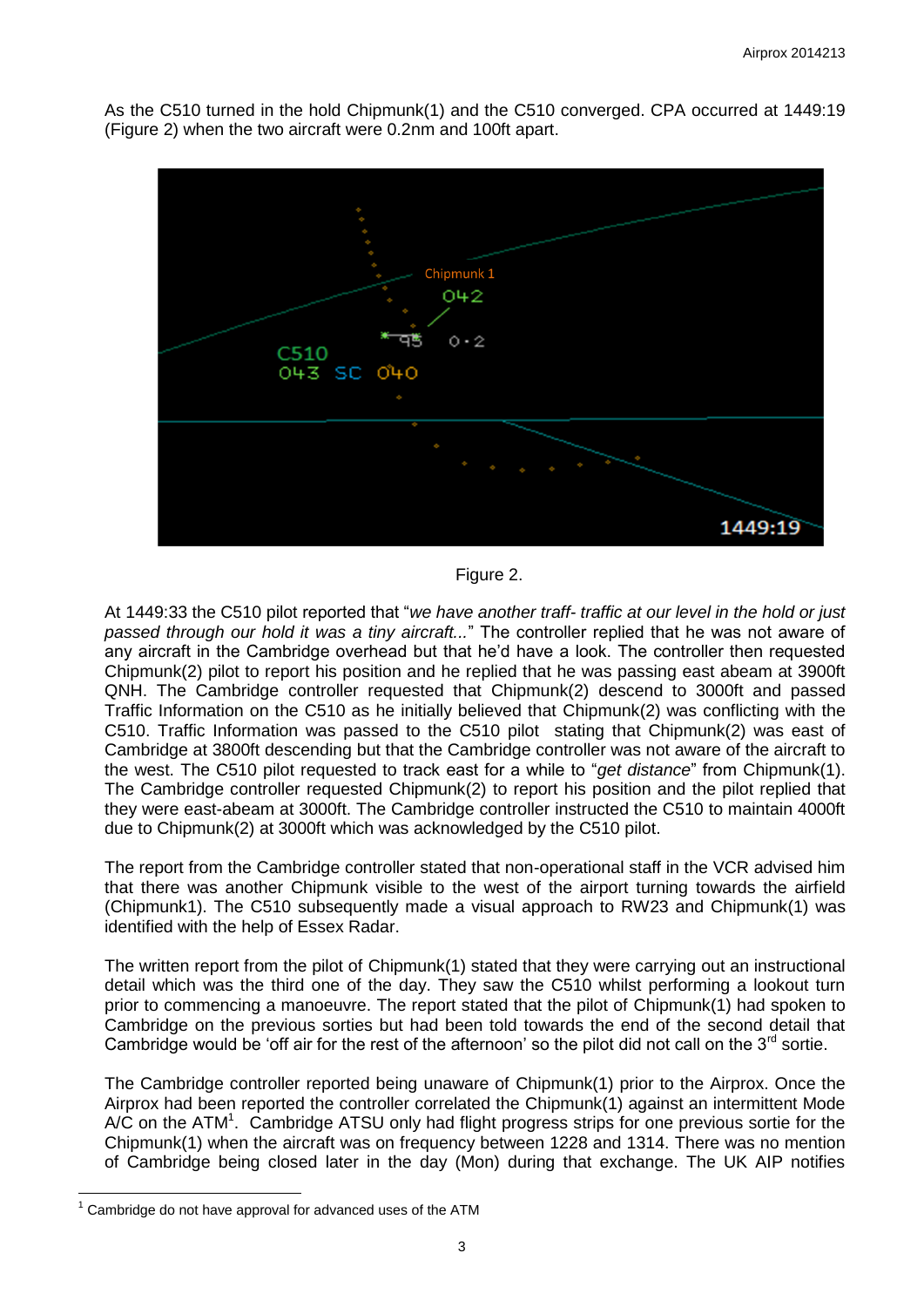As the C510 turned in the hold Chipmunk(1) and the C510 converged. CPA occurred at 1449:19 (Figure 2) when the two aircraft were 0.2nm and 100ft apart.

Figure 2.

At 1449:33 the C510 pilot reported that "*we have another traff- traffic at our level in the hold or just passed through our hold it was a tiny aircraft...*" The controller replied that he was not aware of any aircraft in the Cambridge overhead but that he'd have a look. The controller then requested Chipmunk(2) pilot to report his position and he replied that he was passing east abeam at 3900ft QNH. The Cambridge controller requested that Chipmunk(2) descend to 3000ft and passed Traffic Information on the C510 as he initially believed that Chipmunk(2) was conflicting with the C510. Traffic Information was passed to the C510 pilot stating that Chipmunk(2) was east of Cambridge at 3800ft descending but that the Cambridge controller was not aware of the aircraft to the west. The C510 pilot requested to track east for a while to "*get distance*" from Chipmunk(1). The Cambridge controller requested Chipmunk(2) to report his position and the pilot replied that they were east-abeam at 3000ft. The Cambridge controller instructed the C510 to maintain 4000ft due to Chipmunk(2) at 3000ft which was acknowledged by the C510 pilot.

The report from the Cambridge controller stated that non-operational staff in the VCR advised him that there was another Chipmunk visible to the west of the airport turning towards the airfield (Chipmunk1). The C510 subsequently made a visual approach to RW23 and Chipmunk(1) was identified with the help of Essex Radar.

The written report from the pilot of Chipmunk(1) stated that they were carrying out an instructional detail which was the third one of the day. They saw the C510 whilst performing a lookout turn prior to commencing a manoeuvre. The report stated that the pilot of Chipmunk(1) had spoken to Cambridge on the previous sorties but had been told towards the end of the second detail that Cambridge would be 'off air for the rest of the afternoon' so the pilot did not call on the 3rd sortie.

The Cambridge controller reported being unaware of Chipmunk(1) prior to the Airprox. Once the Airprox had been reported the controller correlated the Chipmunk(1) against an intermittent Mode A/C on the ATM[1]. Cambridge ATSU only had flight progress strips for one previous sortie for the Chipmunk(1) when the aircraft was on frequency between 1228 and 1314. There was no mention of Cambridge being closed later in the day (Mon) during that exchange. The UK AIP notifies

[1] Cambridge do not have approval for advanced uses of the ATM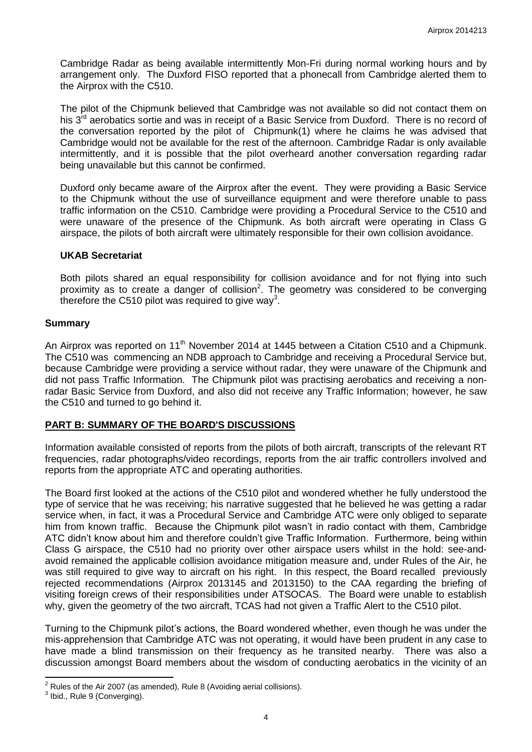Cambridge Radar as being available intermittently Mon-Fri during normal working hours and by arrangement only. The Duxford FISO reported that a phonecall from Cambridge alerted them to the Airprox with the C510.

The pilot of the Chipmunk believed that Cambridge was not available so did not contact them on his 3rd aerobatics sortie and was in receipt of a Basic Service from Duxford. There is no record of the conversation reported by the pilot of Chipmunk(1) where he claims he was advised that Cambridge would not be available for the rest of the afternoon. Cambridge Radar is only available intermittently, and it is possible that the pilot overheard another conversation regarding radar being unavailable but this cannot be confirmed.

Duxford only became aware of the Airprox after the event. They were providing a Basic Service to the Chipmunk without the use of surveillance equipment and were therefore unable to pass traffic information on the C510. Cambridge were providing a Procedural Service to the C510 and were unaware of the presence of the Chipmunk. As both aircraft were operating in Class G airspace, the pilots of both aircraft were ultimately responsible for their own collision avoidance.

### UKAB Secretariat

Both pilots shared an equal responsibility for collision avoidance and for not flying into such proximity as to create a danger of collision[2]. The geometry was considered to be converging therefore the C510 pilot was required to give way[3].

## Summary

An Airprox was reported on 11th November 2014 at 1445 between a Citation C510 and a Chipmunk. The C510 was commencing an NDB approach to Cambridge and receiving a Procedural Service but, because Cambridge were providing a service without radar, they were unaware of the Chipmunk and did not pass Traffic Information. The Chipmunk pilot was practising aerobatics and receiving a non-radar Basic Service from Duxford, and also did not receive any Traffic Information; however, he saw the C510 and turned to go behind it.

## PART B: SUMMARY OF THE BOARD'S DISCUSSIONS

Information available consisted of reports from the pilots of both aircraft, transcripts of the relevant RT frequencies, radar photographs/video recordings, reports from the air traffic controllers involved and reports from the appropriate ATC and operating authorities.

The Board first looked at the actions of the C510 pilot and wondered whether he fully understood the type of service that he was receiving; his narrative suggested that he believed he was getting a radar service when, in fact, it was a Procedural Service and Cambridge ATC were only obliged to separate him from known traffic. Because the Chipmunk pilot wasn't in radio contact with them, Cambridge ATC didn't know about him and therefore couldn't give Traffic Information. Furthermore, being within Class G airspace, the C510 had no priority over other airspace users whilst in the hold: see-and-avoid remained the applicable collision avoidance mitigation measure and, under Rules of the Air, he was still required to give way to aircraft on his right. In this respect, the Board recalled previously rejected recommendations (Airprox 2013145 and 2013150) to the CAA regarding the briefing of visiting foreign crews of their responsibilities under ATSOCAS. The Board were unable to establish why, given the geometry of the two aircraft, TCAS had not given a Traffic Alert to the C510 pilot.

Turning to the Chipmunk pilot's actions, the Board wondered whether, even though he was under the mis-apprehension that Cambridge ATC was not operating, it would have been prudent in any case to have made a blind transmission on their frequency as he transited nearby. There was also a discussion amongst Board members about the wisdom of conducting aerobatics in the vicinity of an

---

[2] Rules of the Air 2007 (as amended), Rule 8 (Avoiding aerial collisions).

[3] Ibid., Rule 9 (Converging).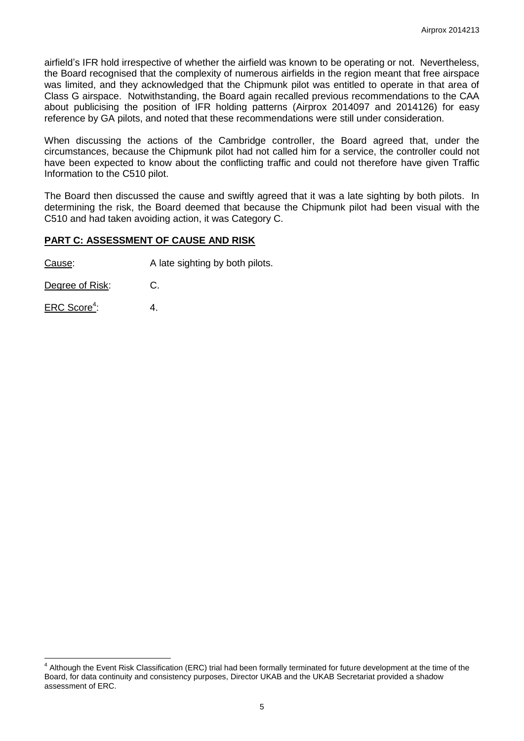airfield's IFR hold irrespective of whether the airfield was known to be operating or not. Nevertheless, the Board recognised that the complexity of numerous airfields in the region meant that free airspace was limited, and they acknowledged that the Chipmunk pilot was entitled to operate in that area of Class G airspace. Notwithstanding, the Board again recalled previous recommendations to the CAA about publicising the position of IFR holding patterns (Airprox 2014097 and 2014126) for easy reference by GA pilots, and noted that these recommendations were still under consideration.

When discussing the actions of the Cambridge controller, the Board agreed that, under the circumstances, because the Chipmunk pilot had not called him for a service, the controller could not have been expected to know about the conflicting traffic and could not therefore have given Traffic Information to the C510 pilot.

The Board then discussed the cause and swiftly agreed that it was a late sighting by both pilots. In determining the risk, the Board deemed that because the Chipmunk pilot had been visual with the C510 and had taken avoiding action, it was Category C.

## PART C: ASSESSMENT OF CAUSE AND RISK

Cause: A late sighting by both pilots.

Degree of Risk: C.

ERC Score[4]: 4.

[4] Although the Event Risk Classification (ERC) trial had been formally terminated for future development at the time of the Board, for data continuity and consistency purposes, Director UKAB and the UKAB Secretariat provided a shadow assessment of ERC.